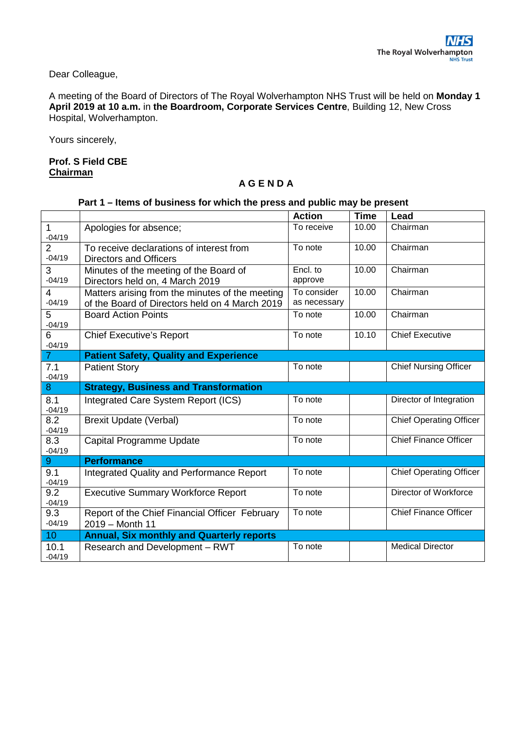The Royal Wolverhampton NHS Trust

Dear Colleague,

A meeting of the Board of Directors of The Royal Wolverhampton NHS Trust will be held on **Monday 1 April 2019 at 10 a.m.** in **the Boardroom, Corporate Services Centre**, Building 12, New Cross Hospital, Wolverhampton.

Yours sincerely,

**Prof. S Field CBE**
**Chairman**

## A G E N D A

### Part 1 – Items of business for which the press and public may be present

| | | Action | Time | Lead |
|---|---|---|---|---|
| 1 -04/19 | Apologies for absence; | To receive | 10.00 | Chairman |
| 2 -04/19 | To receive declarations of interest from Directors and Officers | To note | 10.00 | Chairman |
| 3 -04/19 | Minutes of the meeting of the Board of Directors held on, 4 March 2019 | Encl. to approve | 10.00 | Chairman |
| 4 -04/19 | Matters arising from the minutes of the meeting of the Board of Directors held on 4 March 2019 | To consider as necessary | 10.00 | Chairman |
| 5 -04/19 | Board Action Points | To note | 10.00 | Chairman |
| 6 -04/19 | Chief Executive's Report | To note | 10.10 | Chief Executive |
| 7 | **Patient Safety, Quality and Experience** | | | |
| 7.1 -04/19 | Patient Story | To note | | Chief Nursing Officer |
| 8 | **Strategy, Business and Transformation** | | | |
| 8.1 -04/19 | Integrated Care System Report (ICS) | To note | | Director of Integration |
| 8.2 -04/19 | Brexit Update (Verbal) | To note | | Chief Operating Officer |
| 8.3 -04/19 | Capital Programme Update | To note | | Chief Finance Officer |
| 9 | **Performance** | | | |
| 9.1 -04/19 | Integrated Quality and Performance Report | To note | | Chief Operating Officer |
| 9.2 -04/19 | Executive Summary Workforce Report | To note | | Director of Workforce |
| 9.3 -04/19 | Report of the Chief Financial Officer February 2019 – Month 11 | To note | | Chief Finance Officer |
| 10 | **Annual, Six monthly and Quarterly reports** | | | |
| 10.1 -04/19 | Research and Development – RWT | To note | | Medical Director |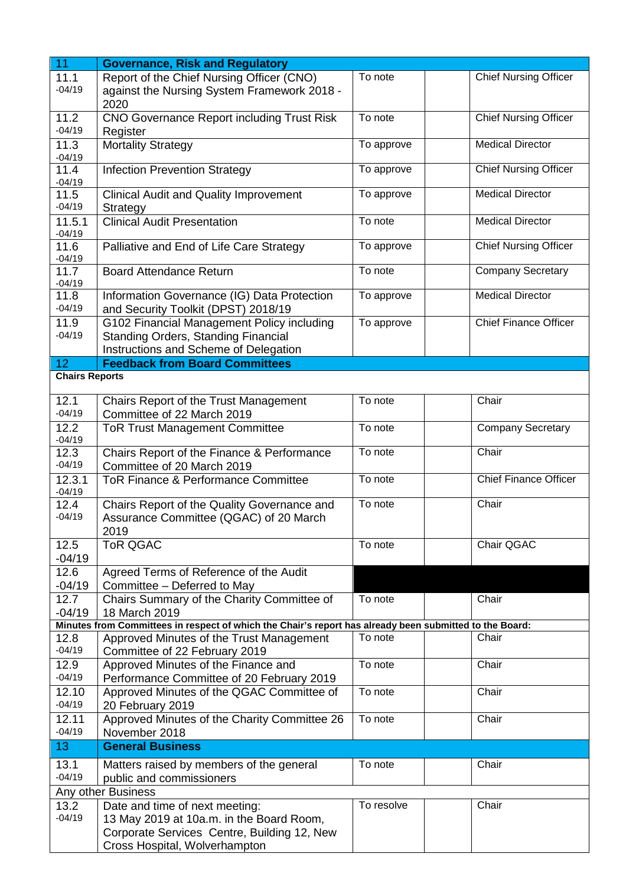| 11 | Governance, Risk and Regulatory | | | |
|---|---|---|---|---|
| 11.1 -04/19 | Report of the Chief Nursing Officer (CNO) against the Nursing System Framework 2018 - 2020 | To note | | Chief Nursing Officer |
| 11.2 -04/19 | CNO Governance Report including Trust Risk Register | To note | | Chief Nursing Officer |
| 11.3 -04/19 | Mortality Strategy | To approve | | Medical Director |
| 11.4 -04/19 | Infection Prevention Strategy | To approve | | Chief Nursing Officer |
| 11.5 -04/19 | Clinical Audit and Quality Improvement Strategy | To approve | | Medical Director |
| 11.5.1 -04/19 | Clinical Audit Presentation | To note | | Medical Director |
| 11.6 -04/19 | Palliative and End of Life Care Strategy | To approve | | Chief Nursing Officer |
| 11.7 -04/19 | Board Attendance Return | To note | | Company Secretary |
| 11.8 -04/19 | Information Governance (IG) Data Protection and Security Toolkit (DPST) 2018/19 | To approve | | Medical Director |
| 11.9 -04/19 | G102 Financial Management Policy including Standing Orders, Standing Financial Instructions and Scheme of Delegation | To approve | | Chief Finance Officer |
| 12 | **Feedback from Board Committees** | | | |
| **Chairs Reports** | | | | |
| 12.1 -04/19 | Chairs Report of the Trust Management Committee of 22 March 2019 | To note | | Chair |
| 12.2 -04/19 | ToR Trust Management Committee | To note | | Company Secretary |
| 12.3 -04/19 | Chairs Report of the Finance & Performance Committee of 20 March 2019 | To note | | Chair |
| 12.3.1 -04/19 | ToR Finance & Performance Committee | To note | | Chief Finance Officer |
| 12.4 -04/19 | Chairs Report of the Quality Governance and Assurance Committee (QGAC) of 20 March 2019 | To note | | Chair |
| 12.5 -04/19 | ToR QGAC | To note | | Chair QGAC |
| 12.6 -04/19 | Agreed Terms of Reference of the Audit Committee – Deferred to May | | | |
| 12.7 -04/19 | Chairs Summary of the Charity Committee of 18 March 2019 | To note | | Chair |
| **Minutes from Committees in respect of which the Chair's report has already been submitted to the Board:** | | | | |
| 12.8 -04/19 | Approved Minutes of the Trust Management Committee of 22 February 2019 | To note | | Chair |
| 12.9 -04/19 | Approved Minutes of the Finance and Performance Committee of 20 February 2019 | To note | | Chair |
| 12.10 -04/19 | Approved Minutes of the QGAC Committee of 20 February 2019 | To note | | Chair |
| 12.11 -04/19 | Approved Minutes of the Charity Committee 26 November 2018 | To note | | Chair |
| 13 | **General Business** | | | |
| 13.1 -04/19 | Matters raised by members of the general public and commissioners | To note | | Chair |
| Any other Business | | | | |
| 13.2 -04/19 | Date and time of next meeting: 13 May 2019 at 10a.m. in the Board Room, Corporate Services Centre, Building 12, New Cross Hospital, Wolverhampton | To resolve | | Chair |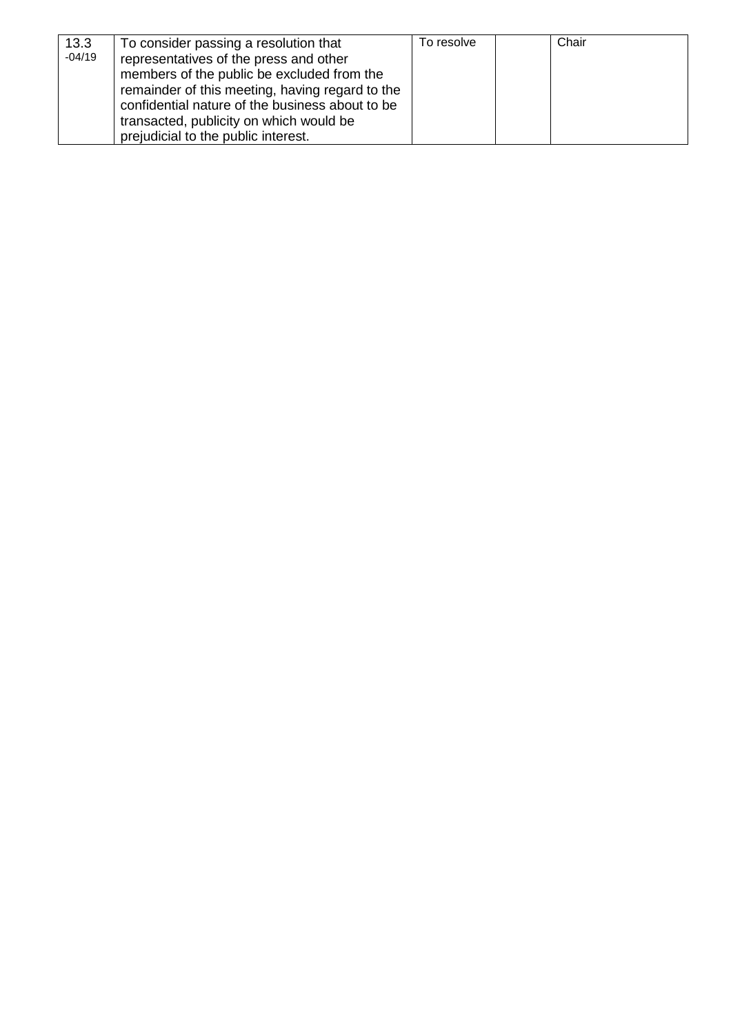| | | | | |
|---|---|---|---|---|
| 13.3 -04/19 | To consider passing a resolution that representatives of the press and other members of the public be excluded from the remainder of this meeting, having regard to the confidential nature of the business about to be transacted, publicity on which would be prejudicial to the public interest. | To resolve | | Chair |